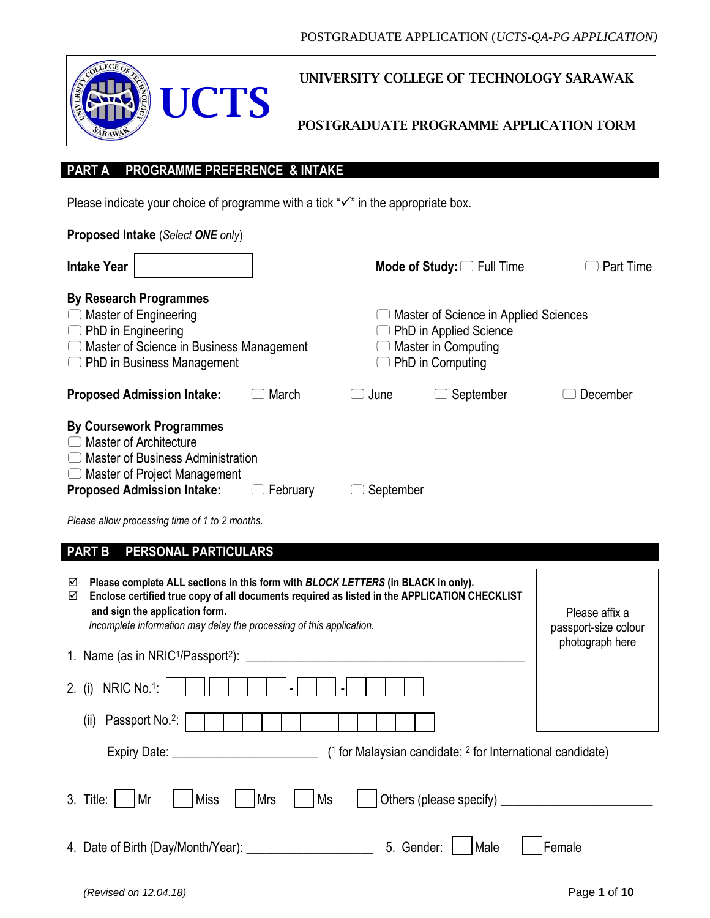# UNIVERSITY COLLEGE OF TECHNOLOGY SARAWAK

## POSTGRADUATE PROGRAMME APPLICATION FORM

## PART A PROGRAMME PREFERENCE & INTAKE

Please indicate your choice of programme with a tick "✓" in the appropriate box.

**Proposed Intake** (*Select **ONE** only*)

**Intake Year** ____________ **Mode of Study:** ☐ Full Time ☐ Part Time

**By Research Programmes**

- ☐ Master of Engineering
- ☐ PhD in Engineering
- ☐ Master of Science in Business Management
- ☐ PhD in Business Management
- ☐ Master of Science in Applied Sciences
- ☐ PhD in Applied Science
- ☐ Master in Computing
- ☐ PhD in Computing

**Proposed Admission Intake:** ☐ March ☐ June ☐ September ☐ December

**By Coursework Programmes**

- ☐ Master of Architecture
- ☐ Master of Business Administration
- ☐ Master of Project Management

**Proposed Admission Intake:** ☐ February ☐ September

*Please allow processing time of 1 to 2 months.*

## PART B PERSONAL PARTICULARS

☑ **Please complete ALL sections in this form with *BLOCK LETTERS* (in BLACK in only).**

☑ **Enclose certified true copy of all documents required as listed in the APPLICATION CHECKLIST and sign the application form.**

*Incomplete information may delay the processing of this application.*

Please affix a passport-size colour photograph here

1. Name (as in NRIC[1]/Passport[2]): ____________________________________________

2. (i) NRIC No.[1]: ☐☐☐☐☐☐ - ☐☐ - ☐☐☐☐

   (ii) Passport No.[2]: ☐☐☐☐☐☐☐☐☐☐☐☐☐

   Expiry Date: ______________________ ([1] for Malaysian candidate; [2] for International candidate)

3. Title: ☐ Mr ☐ Miss ☐ Mrs ☐ Ms ☐ Others (please specify) ______________________

4. Date of Birth (Day/Month/Year): ___________________ 5. Gender: ☐ Male ☐ Female

*(Revised on 12.04.18)*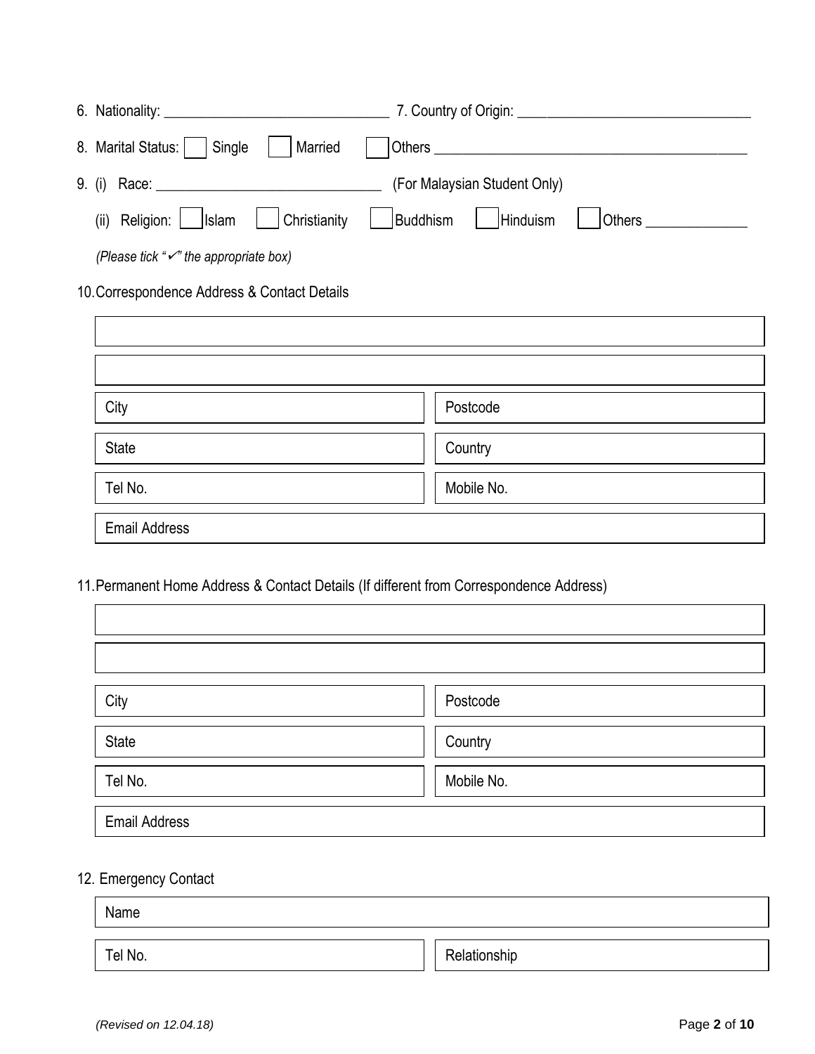6. Nationality: ______________________________ 7. Country of Origin: ______________________________

8. Marital Status: ☐ Single ☐ Married ☐ Others ________________________________________

9. (i) Race: ______________________________ (For Malaysian Student Only)

(ii) Religion: ☐ Islam ☐ Christianity ☐ Buddhism ☐ Hinduism ☐ Others _____________

*(Please tick "✓" the appropriate box)*

10. Correspondence Address & Contact Details

| | |
|---|---|
| | |
| | |
| City | Postcode |
| State | Country |
| Tel No. | Mobile No. |
| Email Address | |

11. Permanent Home Address & Contact Details (If different from Correspondence Address)

| | |
|---|---|
| | |
| | |
| City | Postcode |
| State | Country |
| Tel No. | Mobile No. |
| Email Address | |

12. Emergency Contact

| | |
|---|---|
| Name | |
| Tel No. | Relationship |

*(Revised on 12.04.18)*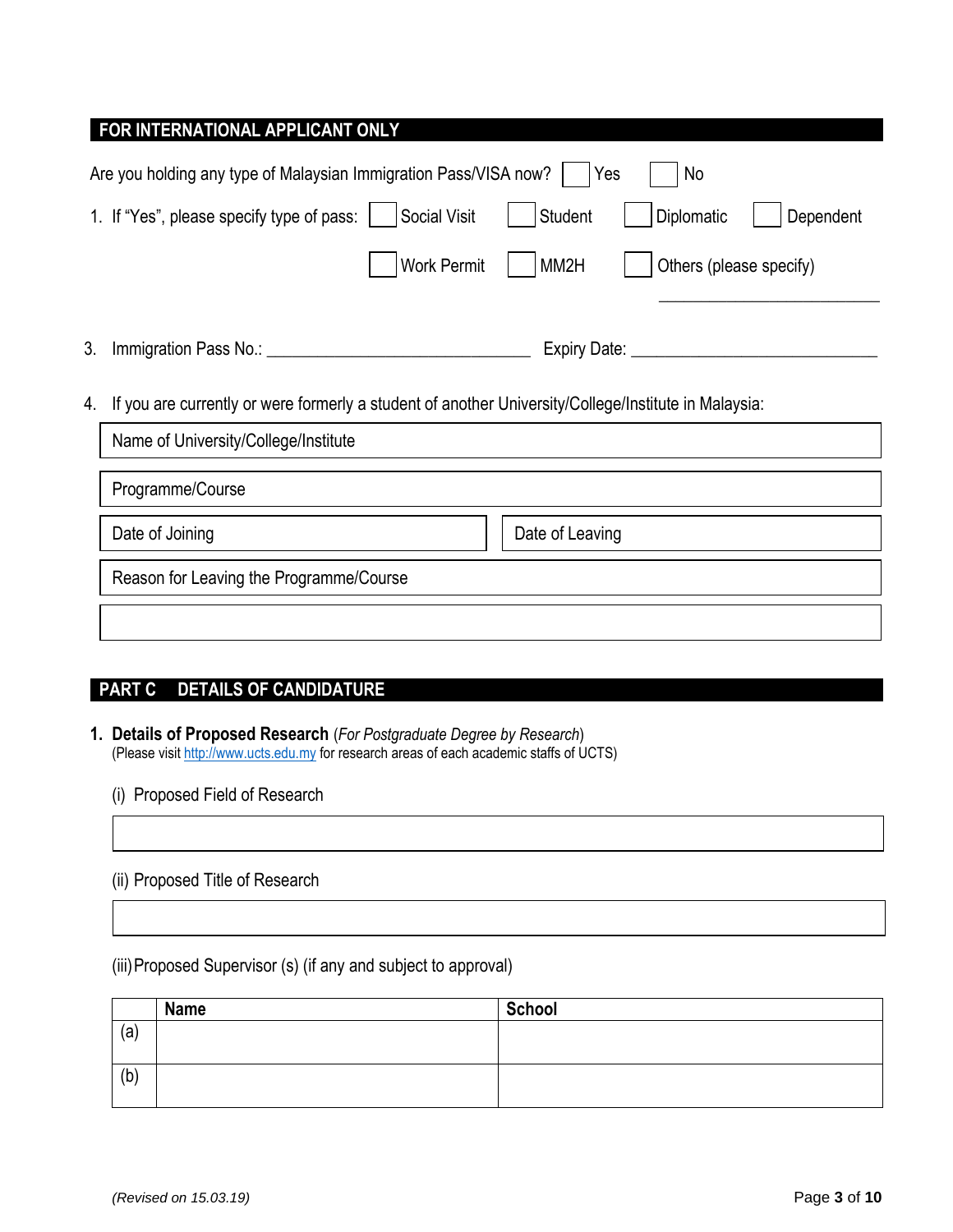## FOR INTERNATIONAL APPLICANT ONLY

Are you holding any type of Malaysian Immigration Pass/VISA now? ☐ Yes ☐ No

1. If "Yes", please specify type of pass: ☐ Social Visit ☐ Student ☐ Diplomatic ☐ Dependent ☐ Work Permit ☐ MM2H ☐ Others (please specify) \_\_\_\_\_\_\_\_\_\_\_\_\_\_\_\_\_\_\_\_\_\_\_\_

3. Immigration Pass No.: \_\_\_\_\_\_\_\_\_\_\_\_\_\_\_\_\_\_\_\_\_\_\_\_\_\_\_\_ Expiry Date: \_\_\_\_\_\_\_\_\_\_\_\_\_\_\_\_\_\_\_\_\_\_\_\_\_\_\_\_

4. If you are currently or were formerly a student of another University/College/Institute in Malaysia:

| Name of University/College/Institute | |
|---|---|
| Programme/Course | |
| Date of Joining | Date of Leaving |
| Reason for Leaving the Programme/Course | |
| | |

## PART C DETAILS OF CANDIDATURE

1. **Details of Proposed Research** (*For Postgraduate Degree by Research*)
   (Please visit http://www.ucts.edu.my for research areas of each academic staffs of UCTS)

   (i) Proposed Field of Research

   \_\_\_\_\_\_\_\_\_\_\_\_\_\_\_\_\_\_\_\_\_\_\_\_\_\_\_\_\_\_\_\_\_\_\_\_\_\_\_\_

   (ii) Proposed Title of Research

   \_\_\_\_\_\_\_\_\_\_\_\_\_\_\_\_\_\_\_\_\_\_\_\_\_\_\_\_\_\_\_\_\_\_\_\_\_\_\_\_

   (iii) Proposed Supervisor (s) (if any and subject to approval)

| | **Name** | **School** |
|---|---|---|
| (a) | | |
| (b) | | |

*(Revised on 15.03.19)*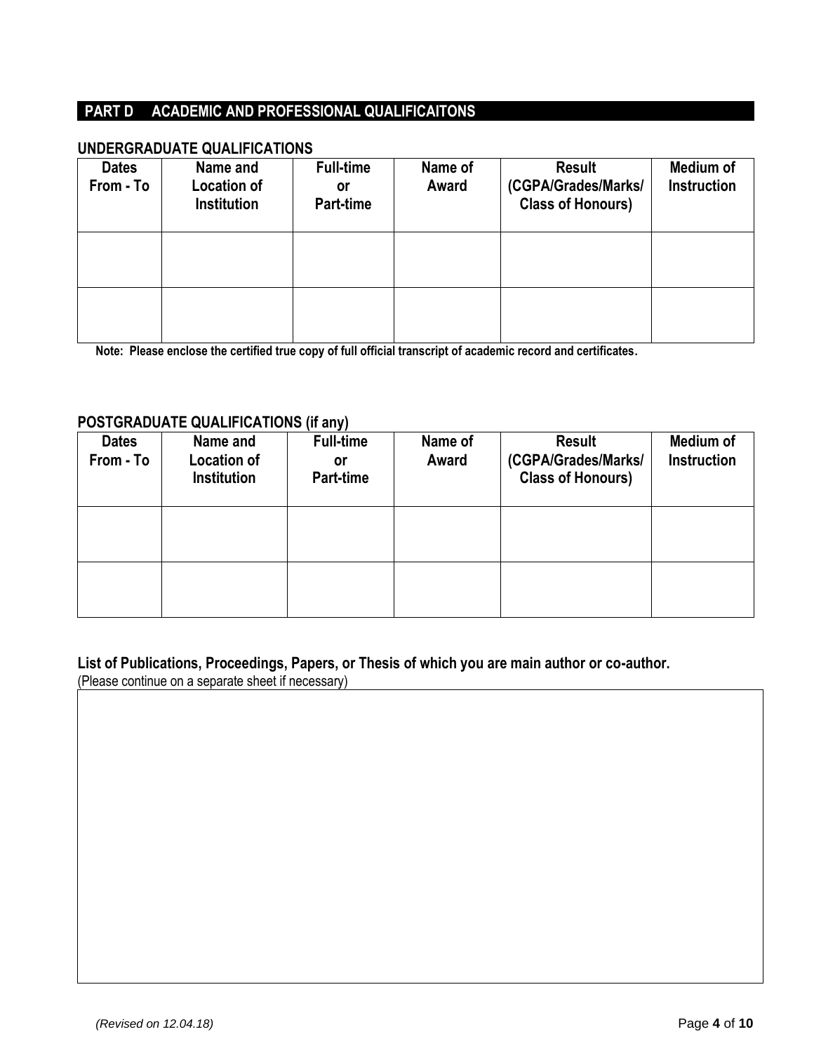## PART D ACADEMIC AND PROFESSIONAL QUALIFICAITONS

### UNDERGRADUATE QUALIFICATIONS

| Dates From - To | Name and Location of Institution | Full-time or Part-time | Name of Award | Result (CGPA/Grades/Marks/ Class of Honours) | Medium of Instruction |
|---|---|---|---|---|---|
| | | | | | |
| | | | | | |

**Note: Please enclose the certified true copy of full official transcript of academic record and certificates.**

### POSTGRADUATE QUALIFICATIONS (if any)

| Dates From - To | Name and Location of Institution | Full-time or Part-time | Name of Award | Result (CGPA/Grades/Marks/ Class of Honours) | Medium of Instruction |
|---|---|---|---|---|---|
| | | | | | |
| | | | | | |

**List of Publications, Proceedings, Papers, or Thesis of which you are main author or co-author.**

(Please continue on a separate sheet if necessary)

*(Revised on 12.04.18)*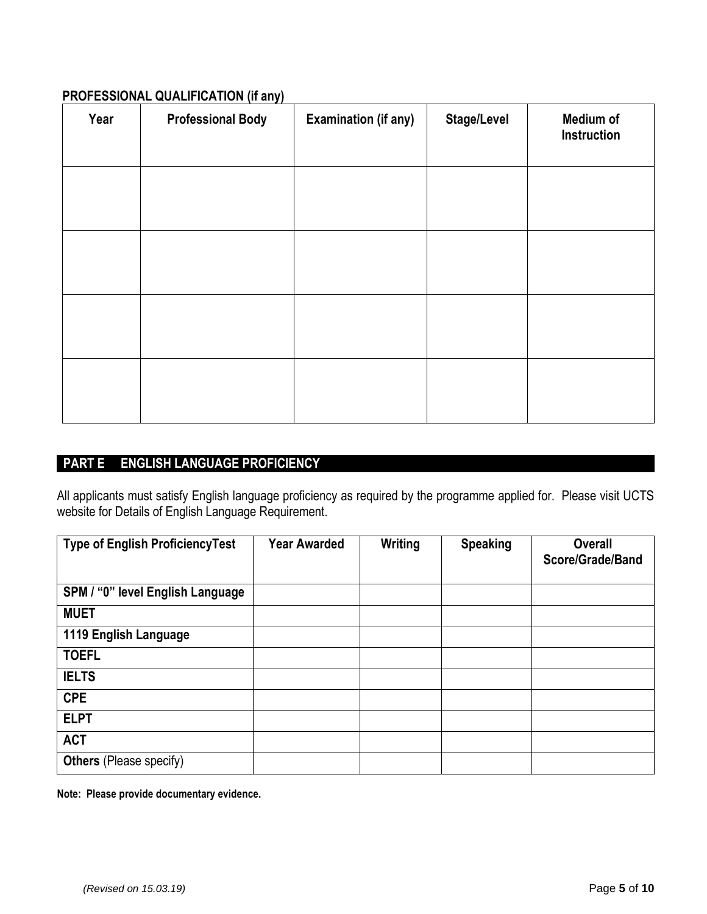**PROFESSIONAL QUALIFICATION (if any)**

| Year | Professional Body | Examination (if any) | Stage/Level | Medium of Instruction |
|---|---|---|---|---|
| | | | | |
| | | | | |
| | | | | |
| | | | | |

## PART E ENGLISH LANGUAGE PROFICIENCY

All applicants must satisfy English language proficiency as required by the programme applied for. Please visit UCTS website for Details of English Language Requirement.

| Type of English ProficiencyTest | Year Awarded | Writing | Speaking | Overall Score/Grade/Band |
|---|---|---|---|---|
| **SPM / "0" level English Language** | | | | |
| **MUET** | | | | |
| **1119 English Language** | | | | |
| **TOEFL** | | | | |
| **IELTS** | | | | |
| **CPE** | | | | |
| **ELPT** | | | | |
| **ACT** | | | | |
| **Others** (Please specify) | | | | |

**Note: Please provide documentary evidence.**

*(Revised on 15.03.19)*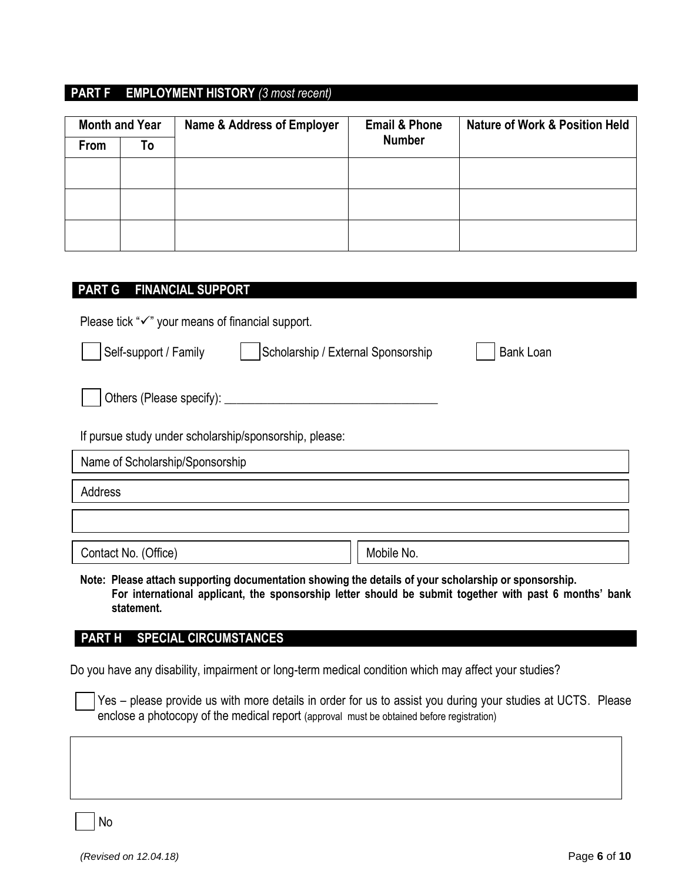## PART F EMPLOYMENT HISTORY *(3 most recent)*

| Month and Year | | Name & Address of Employer | Email & Phone Number | Nature of Work & Position Held |
|---|---|---|---|---|
| From | To | | | |
| | | | | |
| | | | | |
| | | | | |

## PART G FINANCIAL SUPPORT

Please tick "✓" your means of financial support.

☐ Self-support / Family ☐ Scholarship / External Sponsorship ☐ Bank Loan

☐ Others (Please specify): ___________________________________

If pursue study under scholarship/sponsorship, please:

| Name of Scholarship/Sponsorship | |
|---|---|
| Address | |
| | |
| Contact No. (Office) | Mobile No. |

**Note: Please attach supporting documentation showing the details of your scholarship or sponsorship. For international applicant, the sponsorship letter should be submit together with past 6 months' bank statement.**

## PART H SPECIAL CIRCUMSTANCES

Do you have any disability, impairment or long-term medical condition which may affect your studies?

☐ Yes – please provide us with more details in order for us to assist you during your studies at UCTS. Please enclose a photocopy of the medical report (approval must be obtained before registration)

| |
|---|
| |

☐ No

*(Revised on 12.04.18)*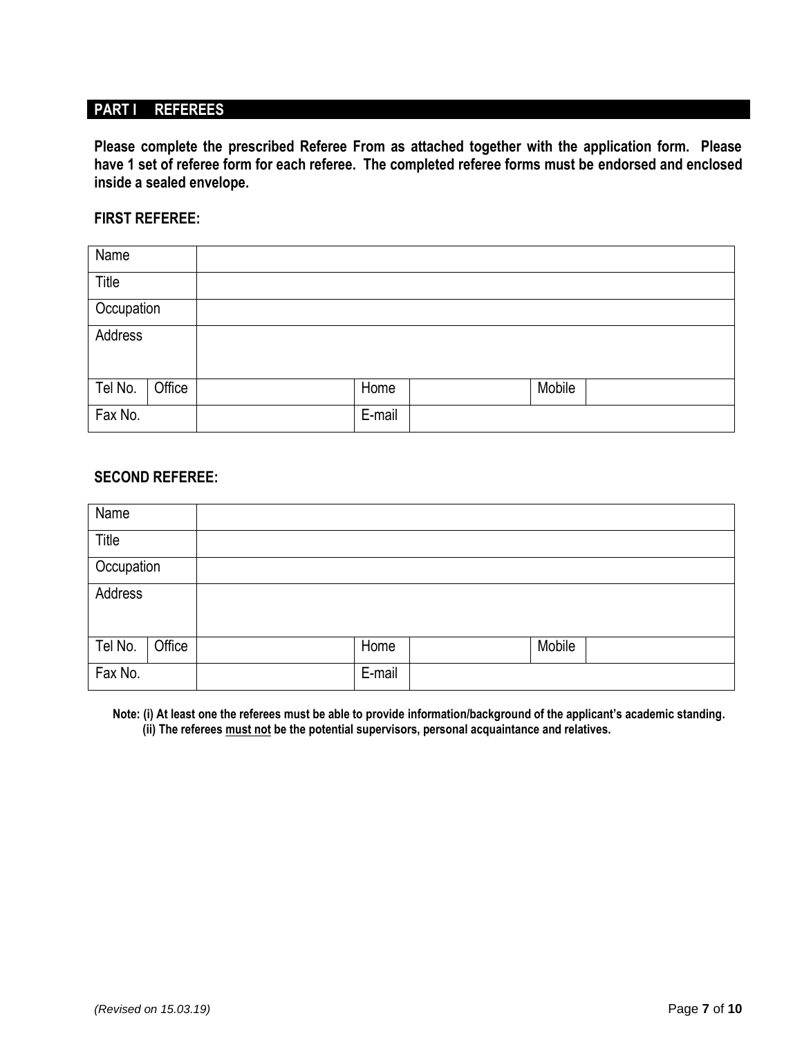## PART I REFEREES

**Please complete the prescribed Referee From as attached together with the application form. Please have 1 set of referee form for each referee. The completed referee forms must be endorsed and enclosed inside a sealed envelope.**

**FIRST REFEREE:**

| Name | | | | | | |
|---|---|---|---|---|---|---|
| Title | | | | | | |
| Occupation | | | | | | |
| Address | | | | | | |
| Tel No. | Office | | Home | | Mobile | |
| Fax No. | | | E-mail | | | |

**SECOND REFEREE:**

| Name | | | | | | |
|---|---|---|---|---|---|---|
| Title | | | | | | |
| Occupation | | | | | | |
| Address | | | | | | |
| Tel No. | Office | | Home | | Mobile | |
| Fax No. | | | E-mail | | | |

**Note: (i) At least one the referees must be able to provide information/background of the applicant's academic standing.**
**(ii) The referees <u>must not</u> be the potential supervisors, personal acquaintance and relatives.**

*(Revised on 15.03.19)*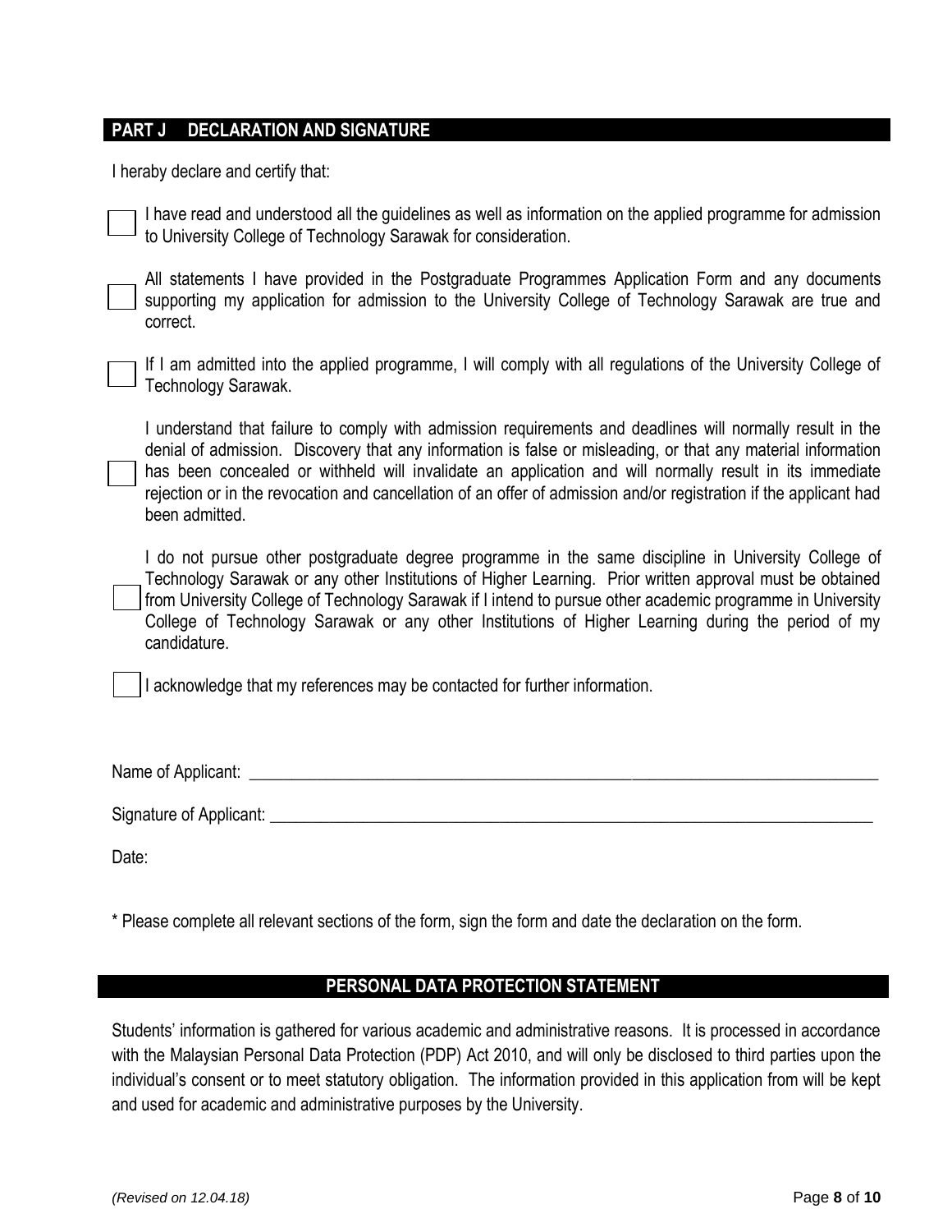## PART J DECLARATION AND SIGNATURE

I heraby declare and certify that:

- [ ] I have read and understood all the guidelines as well as information on the applied programme for admission to University College of Technology Sarawak for consideration.
- [ ] All statements I have provided in the Postgraduate Programmes Application Form and any documents supporting my application for admission to the University College of Technology Sarawak are true and correct.
- [ ] If I am admitted into the applied programme, I will comply with all regulations of the University College of Technology Sarawak.
- [ ] I understand that failure to comply with admission requirements and deadlines will normally result in the denial of admission. Discovery that any information is false or misleading, or that any material information has been concealed or withheld will invalidate an application and will normally result in its immediate rejection or in the revocation and cancellation of an offer of admission and/or registration if the applicant had been admitted.
- [ ] I do not pursue other postgraduate degree programme in the same discipline in University College of Technology Sarawak or any other Institutions of Higher Learning. Prior written approval must be obtained from University College of Technology Sarawak if I intend to pursue other academic programme in University College of Technology Sarawak or any other Institutions of Higher Learning during the period of my candidature.
- [ ] I acknowledge that my references may be contacted for further information.

Name of Applicant: ______________________________________________________________

Signature of Applicant: ___________________________________________________________

Date:

* Please complete all relevant sections of the form, sign the form and date the declaration on the form.

## PERSONAL DATA PROTECTION STATEMENT

Students' information is gathered for various academic and administrative reasons. It is processed in accordance with the Malaysian Personal Data Protection (PDP) Act 2010, and will only be disclosed to third parties upon the individual's consent or to meet statutory obligation. The information provided in this application from will be kept and used for academic and administrative purposes by the University.

*(Revised on 12.04.18)*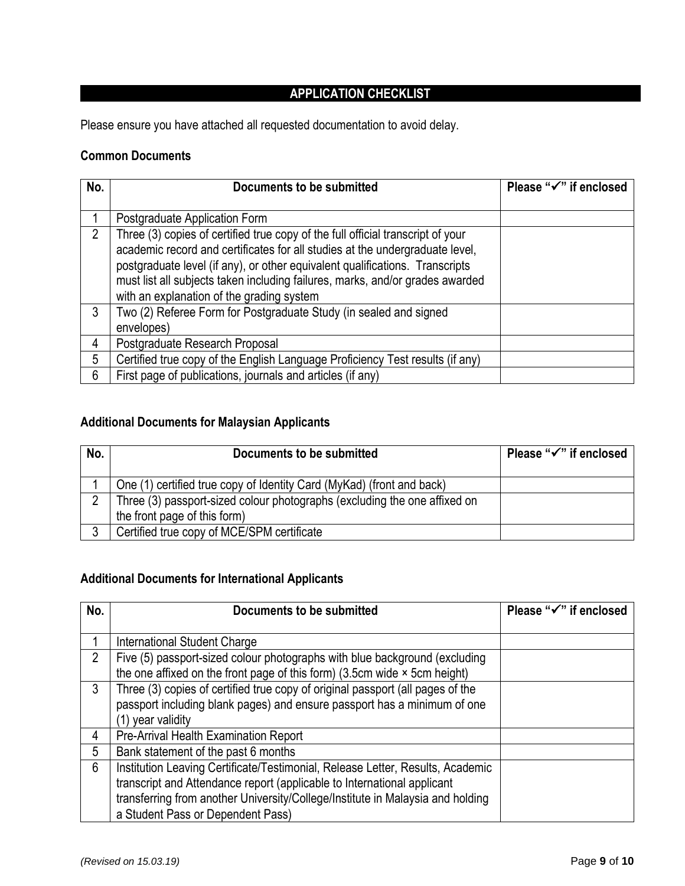## APPLICATION CHECKLIST

Please ensure you have attached all requested documentation to avoid delay.

### Common Documents

| No. | Documents to be submitted | Please "✓" if enclosed |
|---|---|---|
| 1 | Postgraduate Application Form | |
| 2 | Three (3) copies of certified true copy of the full official transcript of your academic record and certificates for all studies at the undergraduate level, postgraduate level (if any), or other equivalent qualifications. Transcripts must list all subjects taken including failures, marks, and/or grades awarded with an explanation of the grading system | |
| 3 | Two (2) Referee Form for Postgraduate Study (in sealed and signed envelopes) | |
| 4 | Postgraduate Research Proposal | |
| 5 | Certified true copy of the English Language Proficiency Test results (if any) | |
| 6 | First page of publications, journals and articles (if any) | |

### Additional Documents for Malaysian Applicants

| No. | Documents to be submitted | Please "✓" if enclosed |
|---|---|---|
| 1 | One (1) certified true copy of Identity Card (MyKad) (front and back) | |
| 2 | Three (3) passport-sized colour photographs (excluding the one affixed on the front page of this form) | |
| 3 | Certified true copy of MCE/SPM certificate | |

### Additional Documents for International Applicants

| No. | Documents to be submitted | Please "✓" if enclosed |
|---|---|---|
| 1 | International Student Charge | |
| 2 | Five (5) passport-sized colour photographs with blue background (excluding the one affixed on the front page of this form) (3.5cm wide × 5cm height) | |
| 3 | Three (3) copies of certified true copy of original passport (all pages of the passport including blank pages) and ensure passport has a minimum of one (1) year validity | |
| 4 | Pre-Arrival Health Examination Report | |
| 5 | Bank statement of the past 6 months | |
| 6 | Institution Leaving Certificate/Testimonial, Release Letter, Results, Academic transcript and Attendance report (applicable to International applicant transferring from another University/College/Institute in Malaysia and holding a Student Pass or Dependent Pass) | |

*(Revised on 15.03.19)*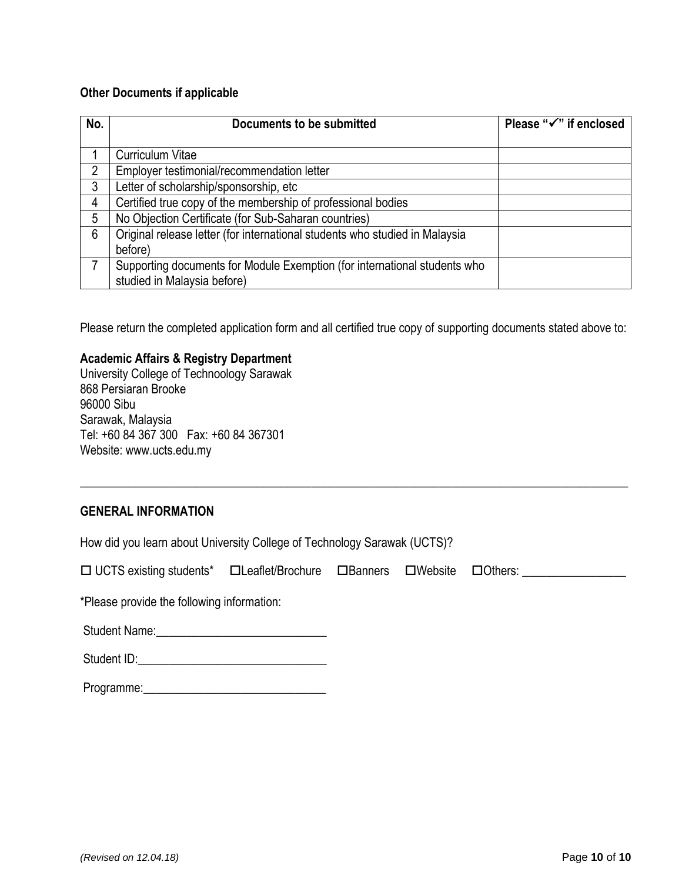**Other Documents if applicable**

| No. | Documents to be submitted | Please "✓" if enclosed |
|---|---|---|
| 1 | Curriculum Vitae | |
| 2 | Employer testimonial/recommendation letter | |
| 3 | Letter of scholarship/sponsorship, etc | |
| 4 | Certified true copy of the membership of professional bodies | |
| 5 | No Objection Certificate (for Sub-Saharan countries) | |
| 6 | Original release letter (for international students who studied in Malaysia before) | |
| 7 | Supporting documents for Module Exemption (for international students who studied in Malaysia before) | |

Please return the completed application form and all certified true copy of supporting documents stated above to:

**Academic Affairs & Registry Department**
University College of Technoology Sarawak
868 Persiaran Brooke
96000 Sibu
Sarawak, Malaysia
Tel: +60 84 367 300 Fax: +60 84 367301
Website: www.ucts.edu.my

---

**GENERAL INFORMATION**

How did you learn about University College of Technology Sarawak (UCTS)?

☐ UCTS existing students* ☐Leaflet/Brochure ☐Banners ☐Website ☐Others: ________________

*Please provide the following information:

Student Name:___________________________

Student ID:______________________________

Programme:_____________________________

*(Revised on 12.04.18)*